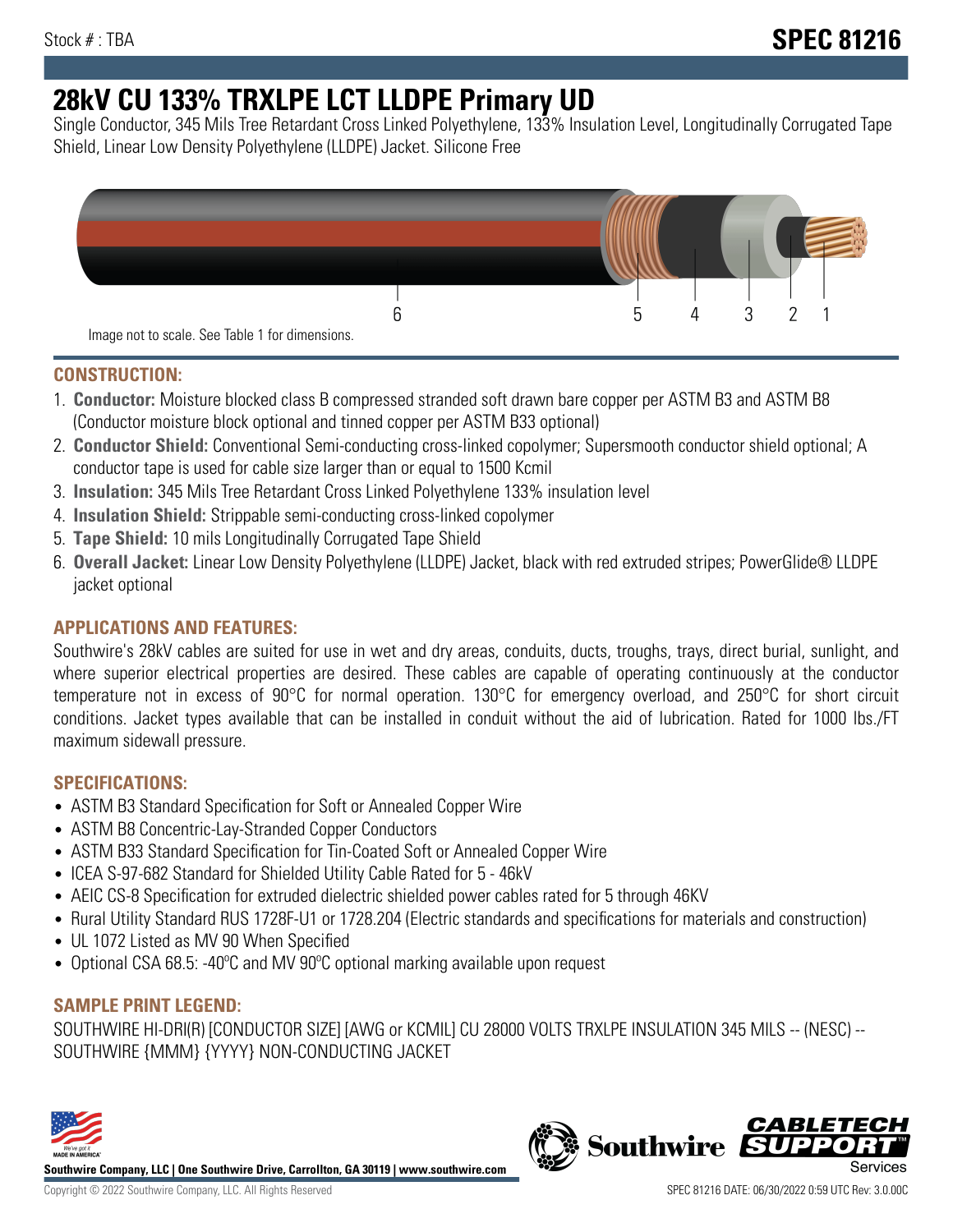Stock # : TBA

# SPEC 81216

## 28kV CU 133% TRXLPE LCT LLDPE Primary UD

Single Conductor, 345 Mils Tree Retardant Cross Linked Polyethylene, 133% Insulation Level, Longitudinally Corrugated Tape Shield, Linear Low Density Polyethylene (LLDPE) Jacket. Silicone Free

6 5 4 3 2 1

Image not to scale. See Table 1 for dimensions.

### CONSTRUCTION:

1. **Conductor:** Moisture blocked class B compressed stranded soft drawn bare copper per ASTM B3 and ASTM B8 (Conductor moisture block optional and tinned copper per ASTM B33 optional)
2. **Conductor Shield:** Conventional Semi-conducting cross-linked copolymer; Supersmooth conductor shield optional; A conductor tape is used for cable size larger than or equal to 1500 Kcmil
3. **Insulation:** 345 Mils Tree Retardant Cross Linked Polyethylene 133% insulation level
4. **Insulation Shield:** Strippable semi-conducting cross-linked copolymer
5. **Tape Shield:** 10 mils Longitudinally Corrugated Tape Shield
6. **Overall Jacket:** Linear Low Density Polyethylene (LLDPE) Jacket, black with red extruded stripes; PowerGlide® LLDPE jacket optional

### APPLICATIONS AND FEATURES:

Southwire's 28kV cables are suited for use in wet and dry areas, conduits, ducts, troughs, trays, direct burial, sunlight, and where superior electrical properties are desired. These cables are capable of operating continuously at the conductor temperature not in excess of 90°C for normal operation. 130°C for emergency overload, and 250°C for short circuit conditions. Jacket types available that can be installed in conduit without the aid of lubrication. Rated for 1000 lbs./FT maximum sidewall pressure.

### SPECIFICATIONS:

- ASTM B3 Standard Specification for Soft or Annealed Copper Wire
- ASTM B8 Concentric-Lay-Stranded Copper Conductors
- ASTM B33 Standard Specification for Tin-Coated Soft or Annealed Copper Wire
- ICEA S-97-682 Standard for Shielded Utility Cable Rated for 5 - 46kV
- AEIC CS-8 Specification for extruded dielectric shielded power cables rated for 5 through 46KV
- Rural Utility Standard RUS 1728F-U1 or 1728.204 (Electric standards and specifications for materials and construction)
- UL 1072 Listed as MV 90 When Specified
- Optional CSA 68.5: -40ºC and MV 90ºC optional marking available upon request

### SAMPLE PRINT LEGEND:

SOUTHWIRE HI-DRI(R) [CONDUCTOR SIZE] [AWG or KCMIL] CU 28000 VOLTS TRXLPE INSULATION 345 MILS -- (NESC) -- SOUTHWIRE {MMM} {YYYY} NON-CONDUCTING JACKET

**Southwire Company, LLC | One Southwire Drive, Carrollton, GA 30119 | www.southwire.com**

Copyright © 2022 Southwire Company, LLC. All Rights Reserved

SPEC 81216 DATE: 06/30/2022 0:59 UTC Rev: 3.0.00C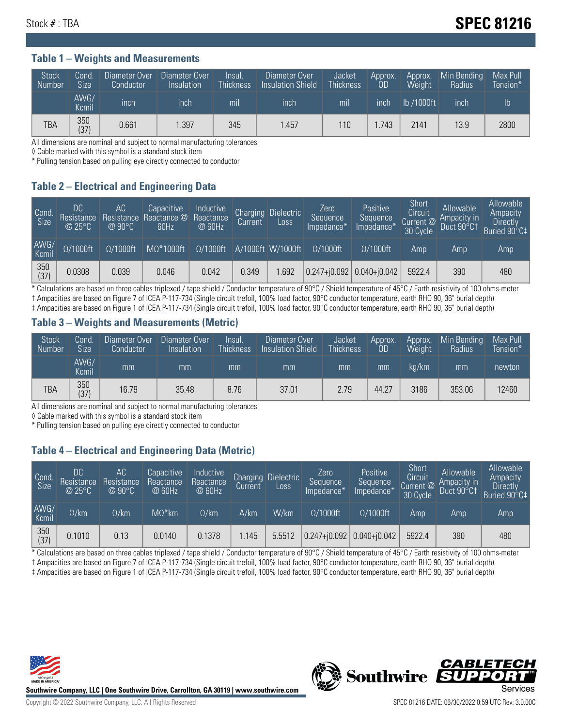Stock # : TBA

# SPEC 81216

## Table 1 – Weights and Measurements

| Stock Number | Cond. Size | Diameter Over Conductor | Diameter Over Insulation | Insul. Thickness | Diameter Over Insulation Shield | Jacket Thickness | Approx. OD | Approx. Weight | Min Bending Radius | Max Pull Tension* |
|---|---|---|---|---|---|---|---|---|---|---|
| | AWG/ Kcmil | inch | inch | mil | inch | mil | inch | lb /1000ft | inch | lb |
| TBA | 350 (37) | 0.661 | 1.397 | 345 | 1.457 | 110 | 1.743 | 2141 | 13.9 | 2800 |

All dimensions are nominal and subject to normal manufacturing tolerances

◊ Cable marked with this symbol is a standard stock item

* Pulling tension based on pulling eye directly connected to conductor

## Table 2 – Electrical and Engineering Data

| Cond. Size | DC Resistance @ 25°C | AC Resistance @ 90°C | Capacitive Reactance @ 60Hz | Inductive Reactance @ 60Hz | Charging Current | Dielectric Loss | Zero Sequence Impedance* | Positive Sequence Impedance* | Short Circuit Current @ 30 Cycle | Allowable Ampacity in Duct 90°C† | Allowable Ampacity Directly Buried 90°C‡ |
|---|---|---|---|---|---|---|---|---|---|---|---|
| AWG/ Kcmil | Ω/1000ft | Ω/1000ft | MΩ*1000ft | Ω/1000ft | A/1000ft | W/1000ft | Ω/1000ft | Ω/1000ft | Amp | Amp | Amp |
| 350 (37) | 0.0308 | 0.039 | 0.046 | 0.042 | 0.349 | 1.692 | 0.247+j0.092 | 0.040+j0.042 | 5922.4 | 390 | 480 |

* Calculations are based on three cables triplexed / tape shield / Conductor temperature of 90°C / Shield temperature of 45°C / Earth resistivity of 100 ohms-meter

† Ampacities are based on Figure 7 of ICEA P-117-734 (Single circuit trefoil, 100% load factor, 90°C conductor temperature, earth RHO 90, 36" burial depth)

‡ Ampacities are based on Figure 1 of ICEA P-117-734 (Single circuit trefoil, 100% load factor, 90°C conductor temperature, earth RHO 90, 36" burial depth)

## Table 3 – Weights and Measurements (Metric)

| Stock Number | Cond. Size | Diameter Over Conductor | Diameter Over Insulation | Insul. Thickness | Diameter Over Insulation Shield | Jacket Thickness | Approx. OD | Approx. Weight | Min Bending Radius | Max Pull Tension* |
|---|---|---|---|---|---|---|---|---|---|---|
| | AWG/ Kcmil | mm | mm | mm | mm | mm | mm | kg/km | mm | newton |
| TBA | 350 (37) | 16.79 | 35.48 | 8.76 | 37.01 | 2.79 | 44.27 | 3186 | 353.06 | 12460 |

All dimensions are nominal and subject to normal manufacturing tolerances

◊ Cable marked with this symbol is a standard stock item

* Pulling tension based on pulling eye directly connected to conductor

## Table 4 – Electrical and Engineering Data (Metric)

| Cond. Size | DC Resistance @ 25°C | AC Resistance @ 90°C | Capacitive Reactance @ 60Hz | Inductive Reactance @ 60Hz | Charging Current | Dielectric Loss | Zero Sequence Impedance* | Positive Sequence Impedance* | Short Circuit Current @ 30 Cycle | Allowable Ampacity in Duct 90°C† | Allowable Ampacity Directly Buried 90°C‡ |
|---|---|---|---|---|---|---|---|---|---|---|---|
| AWG/ Kcmil | Ω/km | Ω/km | MΩ*km | Ω/km | A/km | W/km | Ω/1000ft | Ω/1000ft | Amp | Amp | Amp |
| 350 (37) | 0.1010 | 0.13 | 0.0140 | 0.1378 | 1.145 | 5.5512 | 0.247+j0.092 | 0.040+j0.042 | 5922.4 | 390 | 480 |

* Calculations are based on three cables triplexed / tape shield / Conductor temperature of 90°C / Shield temperature of 45°C / Earth resistivity of 100 ohms-meter

† Ampacities are based on Figure 7 of ICEA P-117-734 (Single circuit trefoil, 100% load factor, 90°C conductor temperature, earth RHO 90, 36" burial depth)

‡ Ampacities are based on Figure 1 of ICEA P-117-734 (Single circuit trefoil, 100% load factor, 90°C conductor temperature, earth RHO 90, 36" burial depth)

Southwire Company, LLC | One Southwire Drive, Carrollton, GA 30119 | www.southwire.com

Copyright © 2022 Southwire Company, LLC. All Rights Reserved

SPEC 81216 DATE: 06/30/2022 0:59 UTC Rev: 3.0.00C